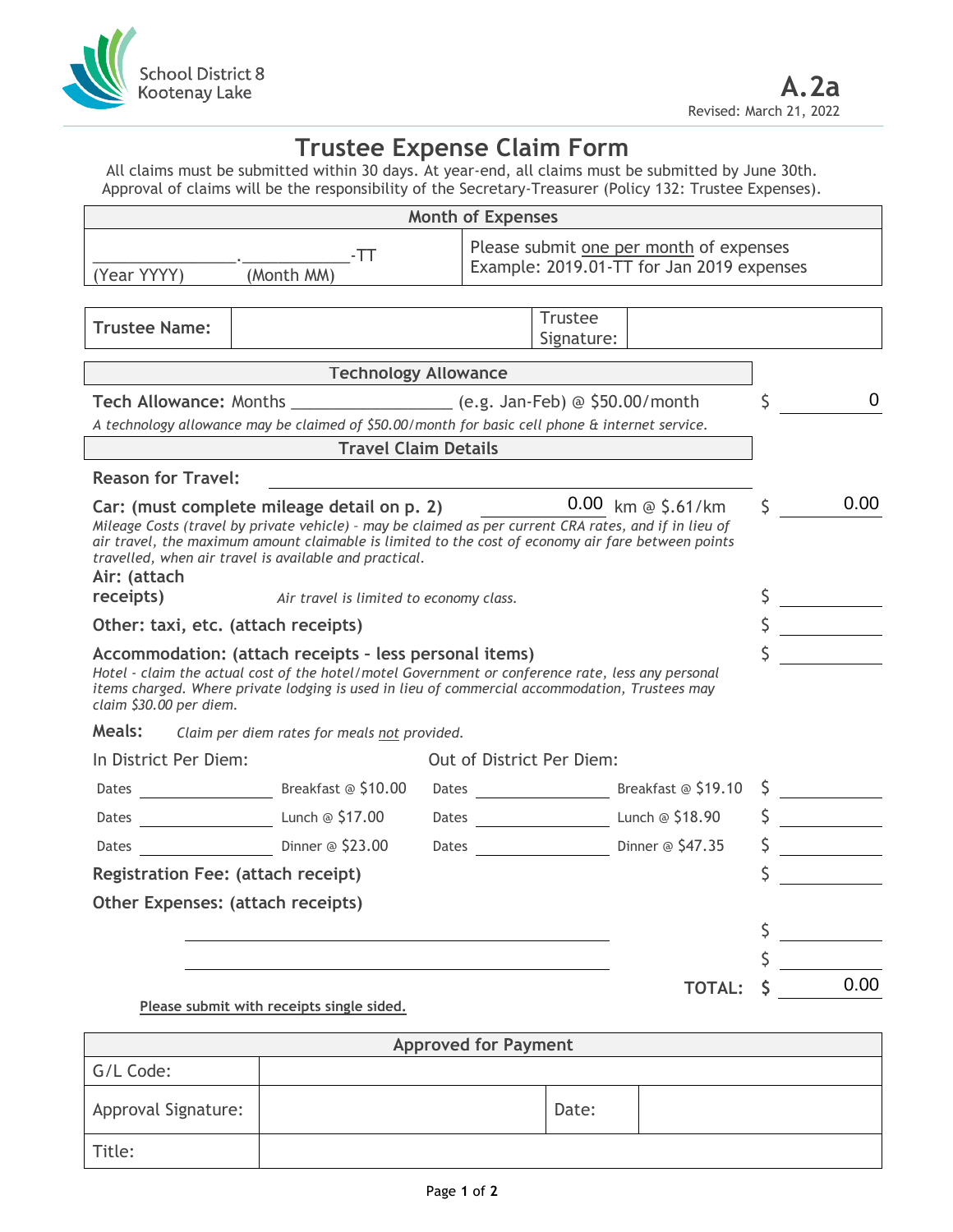School District 8
Kootenay Lake

**A.2a**
Revised: March 21, 2022

# Trustee Expense Claim Form

All claims must be submitted within 30 days. At year-end, all claims must be submitted by June 30th.
Approval of claims will be the responsibility of the Secretary-Treasurer (Policy 132: Trustee Expenses).

| Month of Expenses | |
|---|---|
| ______________.____________-TT (Year YYYY) (Month MM) | Please submit one per month of expenses Example: 2019.01-TT for Jan 2019 expenses |

| **Trustee Name:** | | Trustee Signature: | |
|---|---|---|---|

## Technology Allowance

**Tech Allowance:** Months ________________ (e.g. Jan-Feb) @ $50.00/month — $ 0

*A technology allowance may be claimed of $50.00/month for basic cell phone & internet service.*

## Travel Claim Details

**Reason for Travel:** ____________________

**Car: (must complete mileage detail on p. 2)** 0.00 km @ $.61/km — $ 0.00

*Mileage Costs (travel by private vehicle) - may be claimed as per current CRA rates, and if in lieu of air travel, the maximum amount claimable is limited to the cost of economy air fare between points travelled, when air travel is available and practical.*

**Air: (attach receipts)** *Air travel is limited to economy class.* — $ ________

**Other: taxi, etc. (attach receipts)** — $ ________

**Accommodation: (attach receipts - less personal items)** — $ ________

*Hotel - claim the actual cost of the hotel/motel Government or conference rate, less any personal items charged. Where private lodging is used in lieu of commercial accommodation, Trustees may claim $30.00 per diem.*

**Meals:** *Claim per diem rates for meals not provided.*

| In District Per Diem: | | Out of District Per Diem: | | |
|---|---|---|---|---|
| Dates ________ | Breakfast @ $10.00 | Dates ________ | Breakfast @ $19.10 | $ ________ |
| Dates ________ | Lunch @ $17.00 | Dates ________ | Lunch @ $18.90 | $ ________ |
| Dates ________ | Dinner @ $23.00 | Dates ________ | Dinner @ $47.35 | $ ________ |

**Registration Fee: (attach receipt)** — $ ________

**Other Expenses: (attach receipts)**

____________________ — $ ________

____________________ — $ ________

**TOTAL: $** 0.00

**Please submit with receipts single sided.**

| Approved for Payment | | | |
|---|---|---|---|
| G/L Code: | | | |
| Approval Signature: | | Date: | |
| Title: | | | |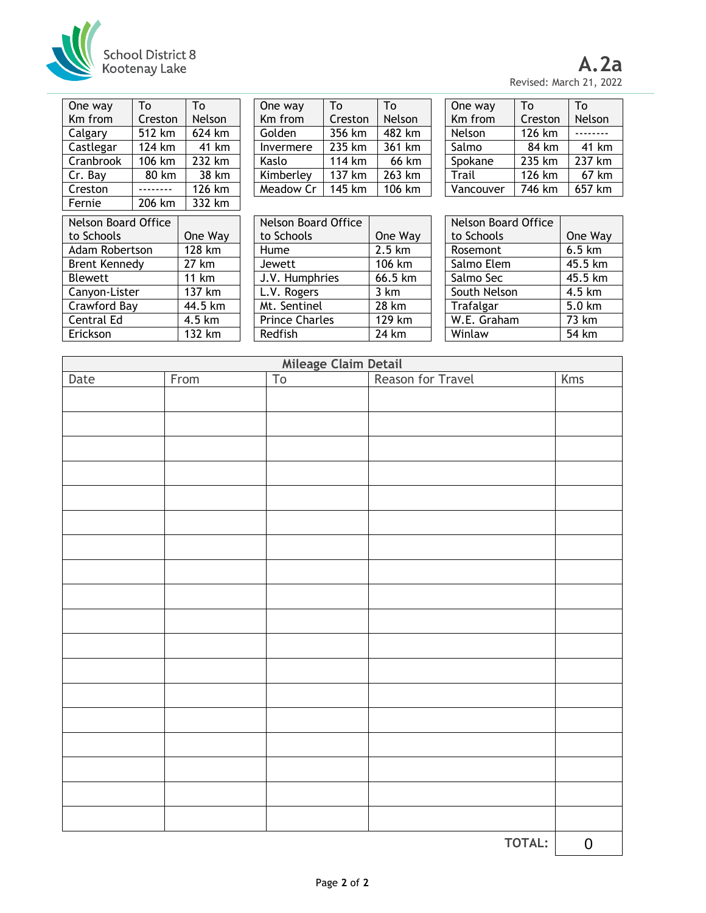School District 8 Kootenay Lake

# A.2a

Revised: March 21, 2022

| One way Km from | To Creston | To Nelson |
|---|---|---|
| Calgary | 512 km | 624 km |
| Castlegar | 124 km | 41 km |
| Cranbrook | 106 km | 232 km |
| Cr. Bay | 80 km | 38 km |
| Creston | -------- | 126 km |
| Fernie | 206 km | 332 km |

| One way Km from | To Creston | To Nelson |
|---|---|---|
| Golden | 356 km | 482 km |
| Invermere | 235 km | 361 km |
| Kaslo | 114 km | 66 km |
| Kimberley | 137 km | 263 km |
| Meadow Cr | 145 km | 106 km |

| One way Km from | To Creston | To Nelson |
|---|---|---|
| Nelson | 126 km | -------- |
| Salmo | 84 km | 41 km |
| Spokane | 235 km | 237 km |
| Trail | 126 km | 67 km |
| Vancouver | 746 km | 657 km |

| Nelson Board Office to Schools | One Way |
|---|---|
| Adam Robertson | 128 km |
| Brent Kennedy | 27 km |
| Blewett | 11 km |
| Canyon-Lister | 137 km |
| Crawford Bay | 44.5 km |
| Central Ed | 4.5 km |
| Erickson | 132 km |

| Nelson Board Office to Schools | One Way |
|---|---|
| Hume | 2.5 km |
| Jewett | 106 km |
| J.V. Humphries | 66.5 km |
| L.V. Rogers | 3 km |
| Mt. Sentinel | 28 km |
| Prince Charles | 129 km |
| Redfish | 24 km |

| Nelson Board Office to Schools | One Way |
|---|---|
| Rosemont | 6.5 km |
| Salmo Elem | 45.5 km |
| Salmo Sec | 45.5 km |
| South Nelson | 4.5 km |
| Trafalgar | 5.0 km |
| W.E. Graham | 73 km |
| Winlaw | 54 km |

## Mileage Claim Detail

| Date | From | To | Reason for Travel | Kms |
|---|---|---|---|---|
| | | | | |
| | | | | |
| | | | | |
| | | | | |
| | | | | |
| | | | | |
| | | | | |
| | | | | |
| | | | | |
| | | | | |
| | | | | |
| | | | | |
| | | | | |
| | | | | |
| | | | | |
| | | | | |
| | | | | |
| | | | | |
| | | | **TOTAL:** | 0 |